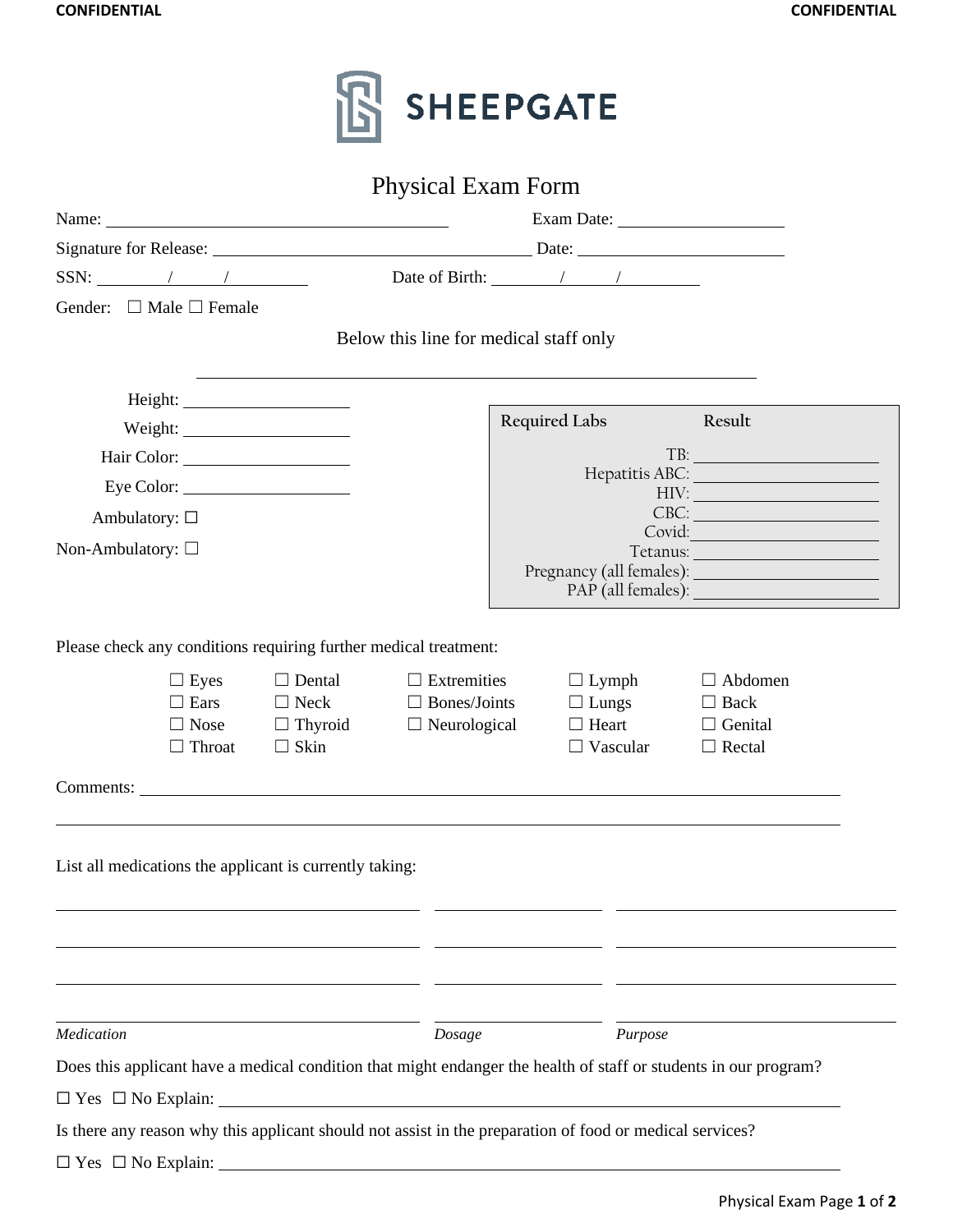**CONFIDENTIAL** **CONFIDENTIAL**

SHEEPGATE

# Physical Exam Form

Name: ______________________________ Exam Date: ______________

Signature for Release: ____________________________ Date: __________________

SSN: _______/______/________ Date of Birth: _______/______/________

Gender: ☐ Male ☐ Female

Below this line for medical staff only

---

Height: _______________

Weight: _______________

Hair Color: _______________

Eye Color: _______________

Ambulatory: ☐

Non-Ambulatory: ☐

| Required Labs | Result |
|---|---|
| TB: | |
| Hepatitis ABC: | |
| HIV: | |
| CBC: | |
| Covid: | |
| Tetanus: | |
| Pregnancy (all females): | |
| PAP (all females): | |

Please check any conditions requiring further medical treatment:

| | | | | |
|---|---|---|---|---|
| ☐ Eyes | ☐ Dental | ☐ Extremities | ☐ Lymph | ☐ Abdomen |
| ☐ Ears | ☐ Neck | ☐ Bones/Joints | ☐ Lungs | ☐ Back |
| ☐ Nose | ☐ Thyroid | ☐ Neurological | ☐ Heart | ☐ Genital |
| ☐ Throat | ☐ Skin | | ☐ Vascular | ☐ Rectal |

Comments: ________________________________________________________________

__________________________________________________________________________

List all medications the applicant is currently taking:

| *Medication* | *Dosage* | *Purpose* |
|---|---|---|
| | | |
| | | |
| | | |
| | | |

Does this applicant have a medical condition that might endanger the health of staff or students in our program?

☐ Yes ☐ No Explain: ________________________________________________________

Is there any reason why this applicant should not assist in the preparation of food or medical services?

☐ Yes ☐ No Explain: ________________________________________________________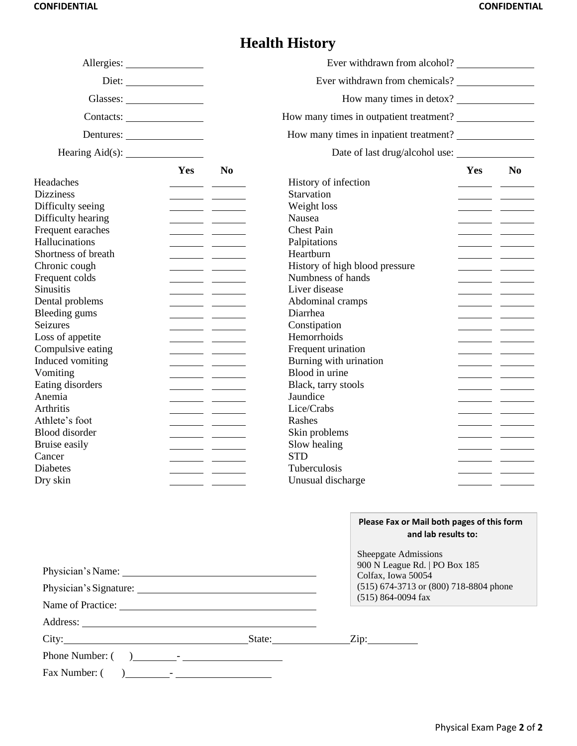# Health History

Allergies: ______________

Diet: ______________

Glasses: ______________

Contacts: ______________

Dentures: ______________

Hearing Aid(s): ______________

Ever withdrawn from alcohol? ______________

Ever withdrawn from chemicals? ______________

How many times in detox? ______________

How many times in outpatient treatment? ______________

How many times in inpatient treatment? ______________

Date of last drug/alcohol use: ______________

| | Yes | No | | Yes | No |
|---|---|---|---|---|---|
| Headaches | | | History of infection | | |
| Dizziness | | | Starvation | | |
| Difficulty seeing | | | Weight loss | | |
| Difficulty hearing | | | Nausea | | |
| Frequent earaches | | | Chest Pain | | |
| Hallucinations | | | Palpitations | | |
| Shortness of breath | | | Heartburn | | |
| Chronic cough | | | History of high blood pressure | | |
| Frequent colds | | | Numbness of hands | | |
| Sinusitis | | | Liver disease | | |
| Dental problems | | | Abdominal cramps | | |
| Bleeding gums | | | Diarrhea | | |
| Seizures | | | Constipation | | |
| Loss of appetite | | | Hemorrhoids | | |
| Compulsive eating | | | Frequent urination | | |
| Induced vomiting | | | Burning with urination | | |
| Vomiting | | | Blood in urine | | |
| Eating disorders | | | Black, tarry stools | | |
| Anemia | | | Jaundice | | |
| Arthritis | | | Lice/Crabs | | |
| Athlete's foot | | | Rashes | | |
| Blood disorder | | | Skin problems | | |
| Bruise easily | | | Slow healing | | |
| Cancer | | | STD | | |
| Diabetes | | | Tuberculosis | | |
| Dry skin | | | Unusual discharge | | |

**Please Fax or Mail both pages of this form and lab results to:**

Sheepgate Admissions
900 N League Rd. | PO Box 185
Colfax, Iowa 50054
(515) 674-3713 or (800) 718-8804 phone
(515) 864-0094 fax

Physician's Name: ______________________________

Physician's Signature: ______________________________

Name of Practice: ______________________________

Address: ______________________________

City: ______________________ State: ____________ Zip: ________

Phone Number: ( ) ________ - ______________

Fax Number: ( ) ________ - ______________